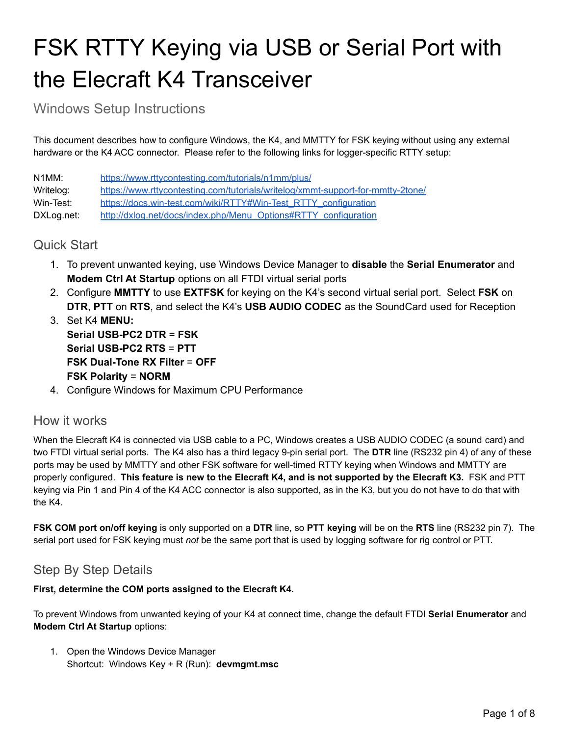# FSK RTTY Keying via USB or Serial Port with the Elecraft K4 Transceiver

## Windows Setup Instructions

This document describes how to configure Windows, the K4, and MMTTY for FSK keying without using any external hardware or the K4 ACC connector. Please refer to the following links for logger-specific RTTY setup:

| | |
|---|---|
| N1MM: | https://www.rttycontesting.com/tutorials/n1mm/plus/ |
| Writelog: | https://www.rttycontesting.com/tutorials/writelog/xmmt-support-for-mmtty-2tone/ |
| Win-Test: | https://docs.win-test.com/wiki/RTTY#Win-Test_RTTY_configuration |
| DXLog.net: | http://dxlog.net/docs/index.php/Menu_Options#RTTY_configuration |

## Quick Start

1. To prevent unwanted keying, use Windows Device Manager to **disable** the **Serial Enumerator** and **Modem Ctrl At Startup** options on all FTDI virtual serial ports
2. Configure **MMTTY** to use **EXTFSK** for keying on the K4's second virtual serial port. Select **FSK** on **DTR**, **PTT** on **RTS**, and select the K4's **USB AUDIO CODEC** as the SoundCard used for Reception
3. Set K4 **MENU:**
   **Serial USB-PC2 DTR** = **FSK**
   **Serial USB-PC2 RTS** = **PTT**
   **FSK Dual-Tone RX Filter** = **OFF**
   **FSK Polarity** = **NORM**
4. Configure Windows for Maximum CPU Performance

## How it works

When the Elecraft K4 is connected via USB cable to a PC, Windows creates a USB AUDIO CODEC (a sound card) and two FTDI virtual serial ports. The K4 also has a third legacy 9-pin serial port. The **DTR** line (RS232 pin 4) of any of these ports may be used by MMTTY and other FSK software for well-timed RTTY keying when Windows and MMTTY are properly configured. **This feature is new to the Elecraft K4, and is not supported by the Elecraft K3.** FSK and PTT keying via Pin 1 and Pin 4 of the K4 ACC connector is also supported, as in the K3, but you do not have to do that with the K4.

**FSK COM port on/off keying** is only supported on a **DTR** line, so **PTT keying** will be on the **RTS** line (RS232 pin 7). The serial port used for FSK keying must *not* be the same port that is used by logging software for rig control or PTT.

## Step By Step Details

**First, determine the COM ports assigned to the Elecraft K4.**

To prevent Windows from unwanted keying of your K4 at connect time, change the default FTDI **Serial Enumerator** and **Modem Ctrl At Startup** options:

1. Open the Windows Device Manager
   Shortcut: Windows Key + R (Run): **devmgmt.msc**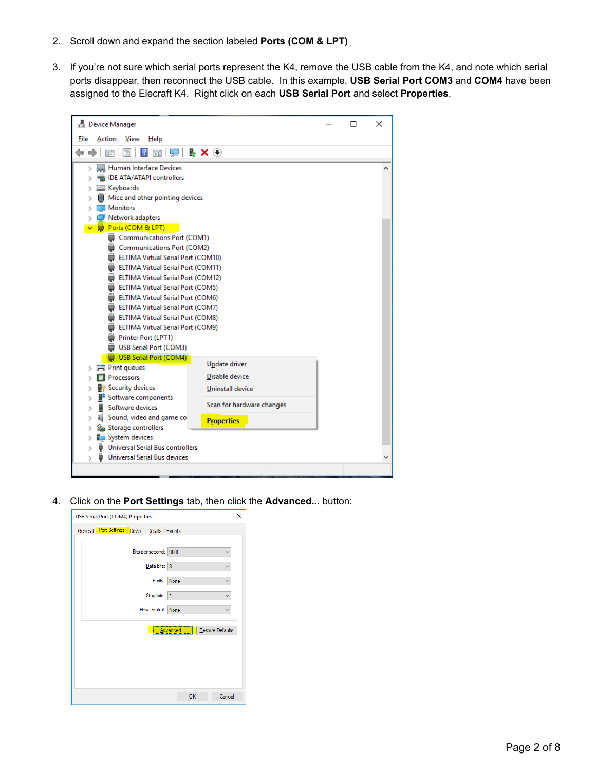2. Scroll down and expand the section labeled **Ports (COM & LPT)**

3. If you're not sure which serial ports represent the K4, remove the USB cable from the K4, and note which serial ports disappear, then reconnect the USB cable. In this example, **USB Serial Port COM3** and **COM4** have been assigned to the Elecraft K4. Right click on each **USB Serial Port** and select **Properties**.

4. Click on the **Port Settings** tab, then click the **Advanced...** button: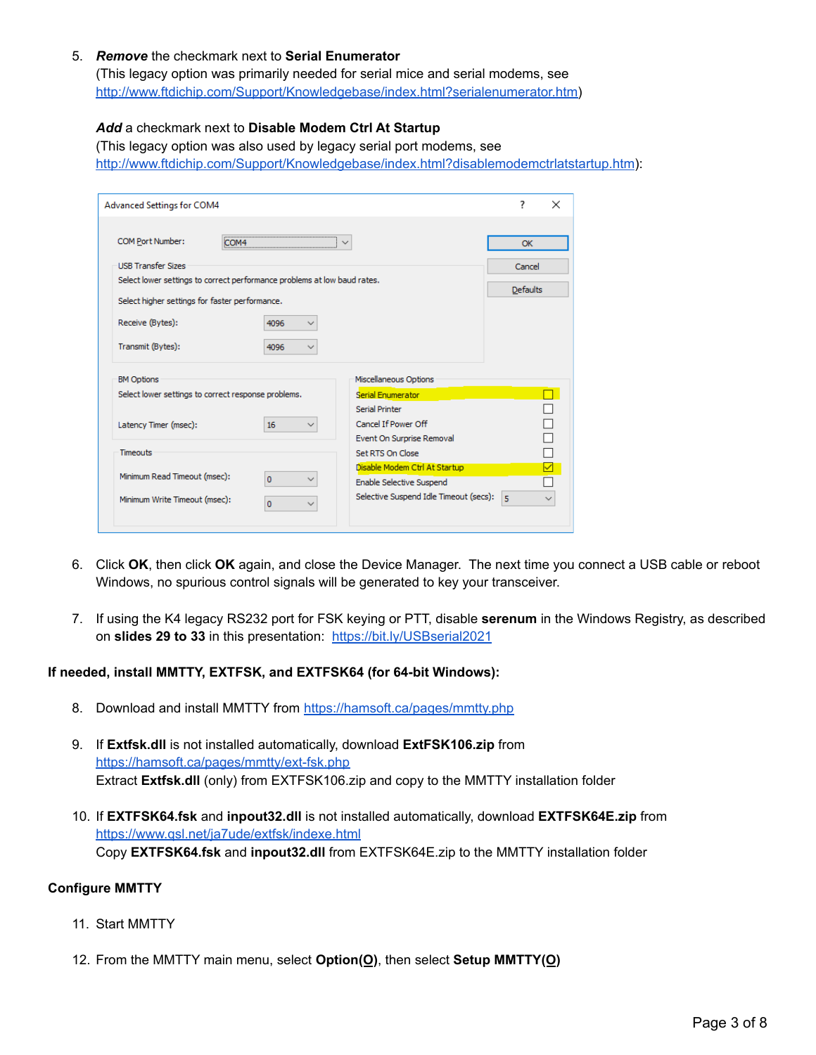5. ***Remove*** the checkmark next to **Serial Enumerator**
   (This legacy option was primarily needed for serial mice and serial modems, see http://www.ftdichip.com/Support/Knowledgebase/index.html?serialenumerator.htm)

   ***Add*** a checkmark next to **Disable Modem Ctrl At Startup**
   (This legacy option was also used by legacy serial port modems, see http://www.ftdichip.com/Support/Knowledgebase/index.html?disablemodemctrlatstartup.htm):

6. Click **OK**, then click **OK** again, and close the Device Manager. The next time you connect a USB cable or reboot Windows, no spurious control signals will be generated to key your transceiver.

7. If using the K4 legacy RS232 port for FSK keying or PTT, disable **serenum** in the Windows Registry, as described on **slides 29 to 33** in this presentation: https://bit.ly/USBserial2021

**If needed, install MMTTY, EXTFSK, and EXTFSK64 (for 64-bit Windows):**

8. Download and install MMTTY from https://hamsoft.ca/pages/mmtty.php

9. If **Extfsk.dll** is not installed automatically, download **ExtFSK106.zip** from https://hamsoft.ca/pages/mmtty/ext-fsk.php
   Extract **Extfsk.dll** (only) from EXTFSK106.zip and copy to the MMTTY installation folder

10. If **EXTFSK64.fsk** and **inpout32.dll** is not installed automatically, download **EXTFSK64E.zip** from https://www.qsl.net/ja7ude/extfsk/indexe.html
    Copy **EXTFSK64.fsk** and **inpout32.dll** from EXTFSK64E.zip to the MMTTY installation folder

**Configure MMTTY**

11. Start MMTTY

12. From the MMTTY main menu, select **Option(O)**, then select **Setup MMTTY(O)**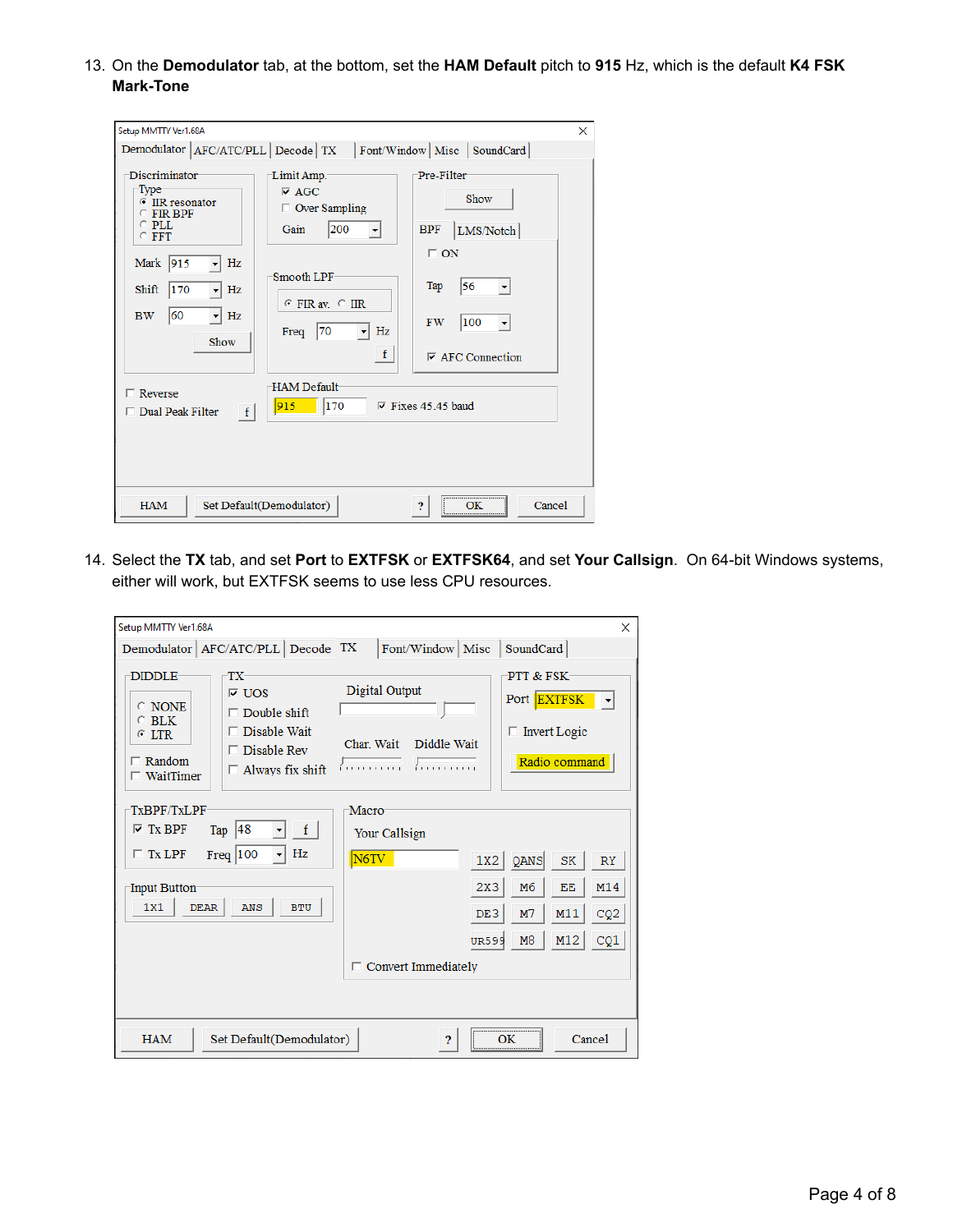13. On the **Demodulator** tab, at the bottom, set the **HAM Default** pitch to **915** Hz, which is the default **K4 FSK Mark-Tone**

14. Select the **TX** tab, and set **Port** to **EXTFSK** or **EXTFSK64**, and set **Your Callsign**. On 64-bit Windows systems, either will work, but EXTFSK seems to use less CPU resources.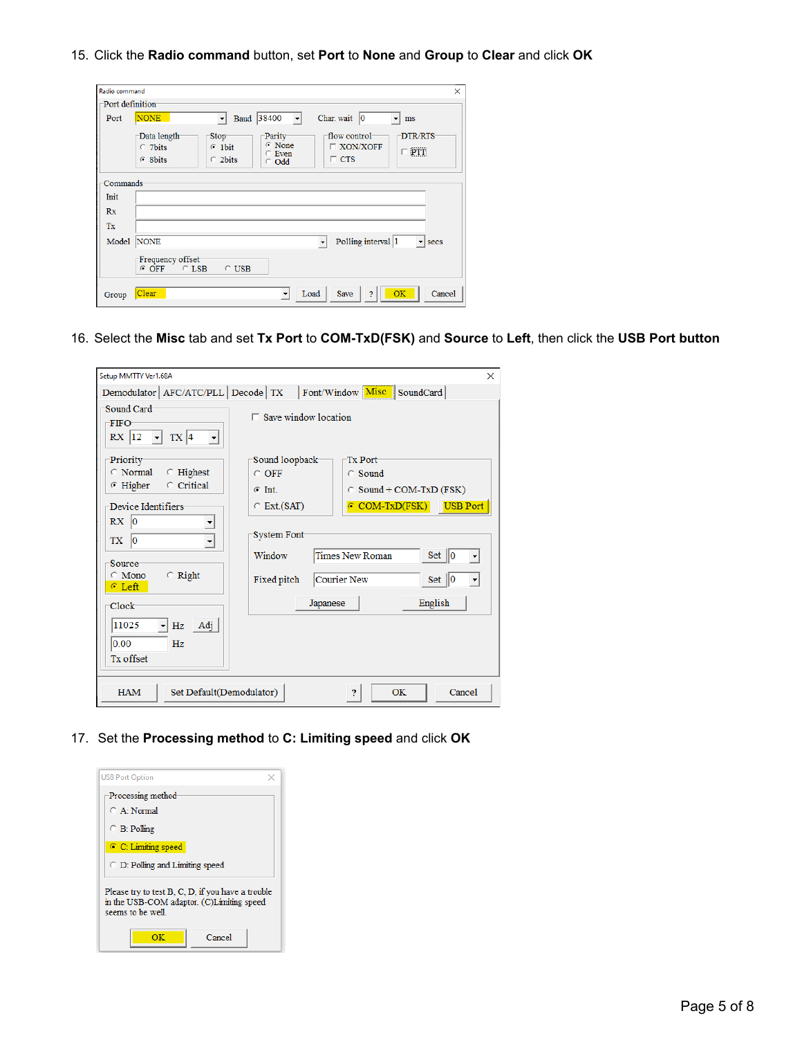15. Click the **Radio command** button, set **Port** to **None** and **Group** to **Clear** and click **OK**

16. Select the **Misc** tab and set **Tx Port** to **COM-TxD(FSK)** and **Source** to **Left**, then click the **USB Port button**

17. Set the **Processing method** to **C: Limiting speed** and click **OK**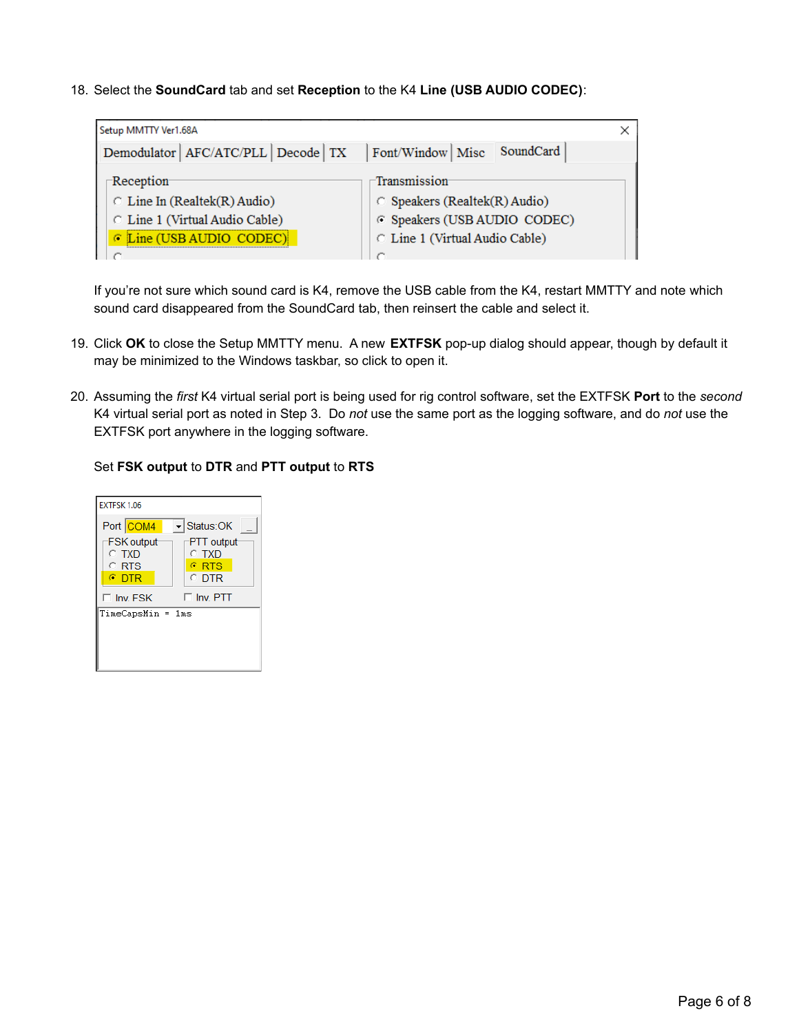18. Select the **SoundCard** tab and set **Reception** to the K4 **Line (USB AUDIO CODEC)**:

    If you're not sure which sound card is K4, remove the USB cable from the K4, restart MMTTY and note which sound card disappeared from the SoundCard tab, then reinsert the cable and select it.

19. Click **OK** to close the Setup MMTTY menu. A new **EXTFSK** pop-up dialog should appear, though by default it may be minimized to the Windows taskbar, so click to open it.

20. Assuming the *first* K4 virtual serial port is being used for rig control software, set the EXTFSK **Port** to the *second* K4 virtual serial port as noted in Step 3. Do *not* use the same port as the logging software, and do *not* use the EXTFSK port anywhere in the logging software.

    Set **FSK output** to **DTR** and **PTT output** to **RTS**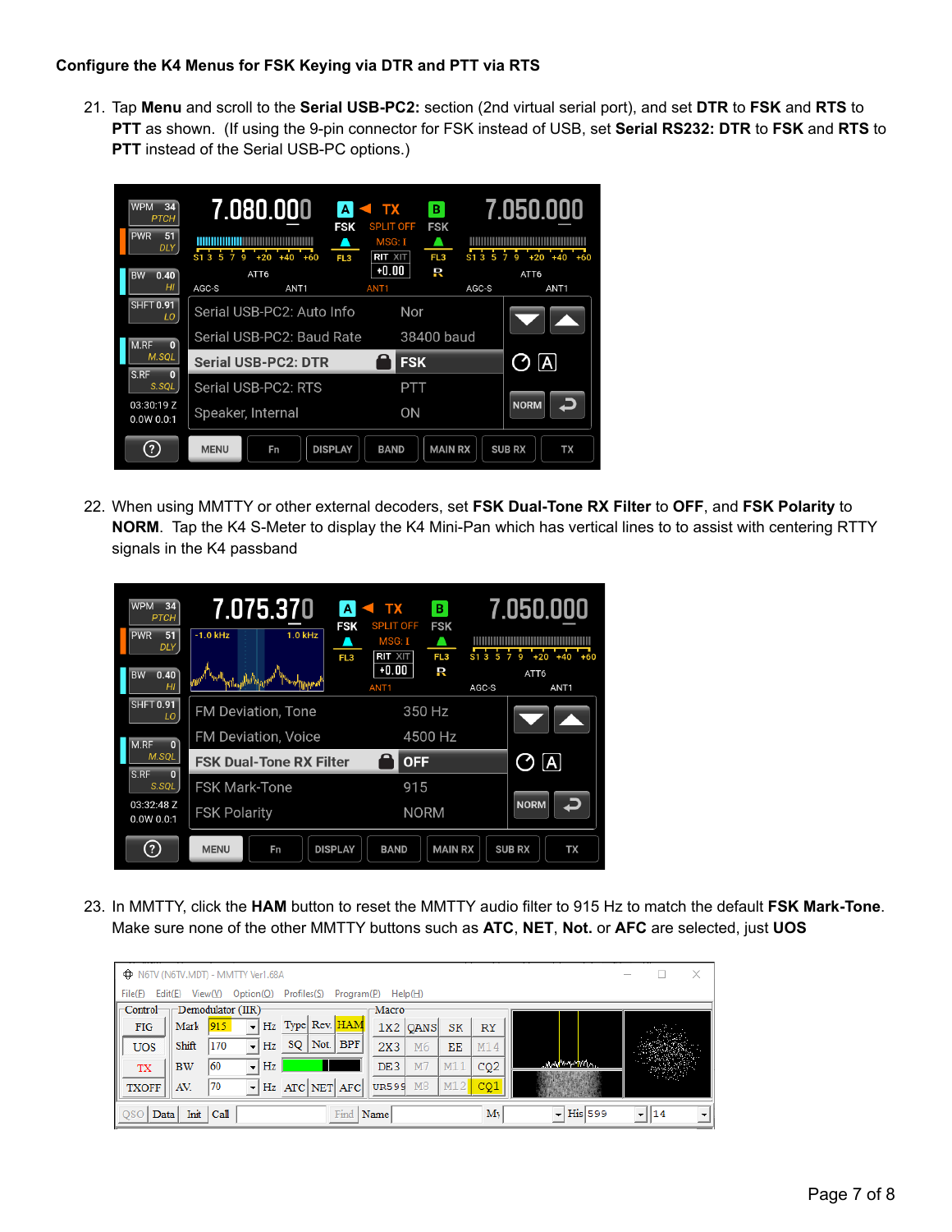**Configure the K4 Menus for FSK Keying via DTR and PTT via RTS**

21. Tap **Menu** and scroll to the **Serial USB-PC2:** section (2nd virtual serial port), and set **DTR** to **FSK** and **RTS** to **PTT** as shown. (If using the 9-pin connector for FSK instead of USB, set **Serial RS232: DTR** to **FSK** and **RTS** to **PTT** instead of the Serial USB-PC options.)

22. When using MMTTY or other external decoders, set **FSK Dual-Tone RX Filter** to **OFF**, and **FSK Polarity** to **NORM**. Tap the K4 S-Meter to display the K4 Mini-Pan which has vertical lines to to assist with centering RTTY signals in the K4 passband

23. In MMTTY, click the **HAM** button to reset the MMTTY audio filter to 915 Hz to match the default **FSK Mark-Tone**. Make sure none of the other MMTTY buttons such as **ATC**, **NET**, **Not.** or **AFC** are selected, just **UOS**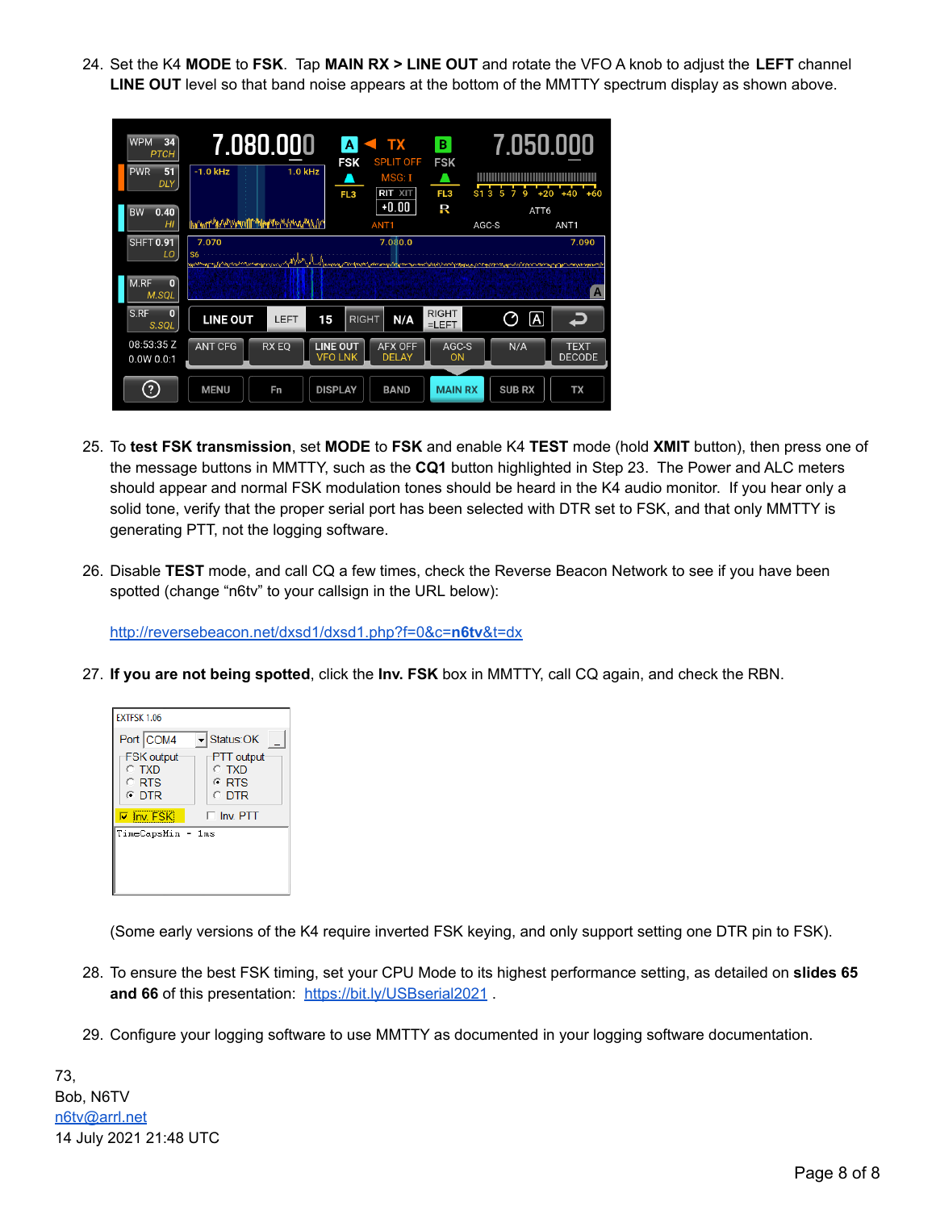24. Set the K4 **MODE** to **FSK**. Tap **MAIN RX > LINE OUT** and rotate the VFO A knob to adjust the **LEFT** channel **LINE OUT** level so that band noise appears at the bottom of the MMTTY spectrum display as shown above.

25. To **test FSK transmission**, set **MODE** to **FSK** and enable K4 **TEST** mode (hold **XMIT** button), then press one of the message buttons in MMTTY, such as the **CQ1** button highlighted in Step 23. The Power and ALC meters should appear and normal FSK modulation tones should be heard in the K4 audio monitor. If you hear only a solid tone, verify that the proper serial port has been selected with DTR set to FSK, and that only MMTTY is generating PTT, not the logging software.

26. Disable **TEST** mode, and call CQ a few times, check the Reverse Beacon Network to see if you have been spotted (change “n6tv” to your callsign in the URL below):

    http://reversebeacon.net/dxsd1/dxsd1.php?f=0&c=**n6tv**&t=dx

27. **If you are not being spotted**, click the **Inv. FSK** box in MMTTY, call CQ again, and check the RBN.

    (Some early versions of the K4 require inverted FSK keying, and only support setting one DTR pin to FSK).

28. To ensure the best FSK timing, set your CPU Mode to its highest performance setting, as detailed on **slides 65 and 66** of this presentation: https://bit.ly/USBserial2021 .

29. Configure your logging software to use MMTTY as documented in your logging software documentation.

73,
Bob, N6TV
n6tv@arrl.net
14 July 2021 21:48 UTC